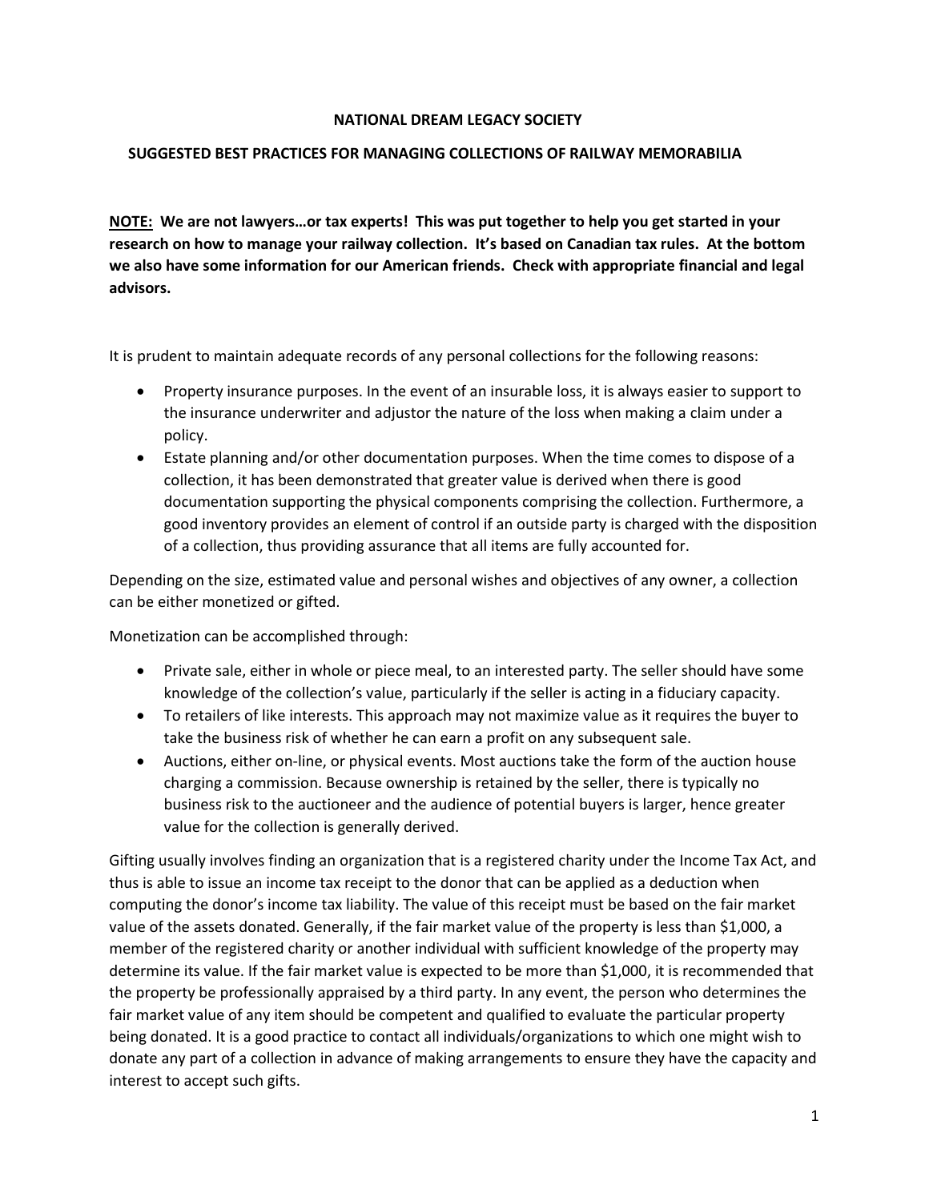# NATIONAL DREAM LEGACY SOCIETY

## SUGGESTED BEST PRACTICES FOR MANAGING COLLECTIONS OF RAILWAY MEMORABILIA

**<u>NOTE:</u> We are not lawyers…or tax experts! This was put together to help you get started in your research on how to manage your railway collection. It's based on Canadian tax rules. At the bottom we also have some information for our American friends. Check with appropriate financial and legal advisors.**

It is prudent to maintain adequate records of any personal collections for the following reasons:

- Property insurance purposes. In the event of an insurable loss, it is always easier to support to the insurance underwriter and adjustor the nature of the loss when making a claim under a policy.
- Estate planning and/or other documentation purposes. When the time comes to dispose of a collection, it has been demonstrated that greater value is derived when there is good documentation supporting the physical components comprising the collection. Furthermore, a good inventory provides an element of control if an outside party is charged with the disposition of a collection, thus providing assurance that all items are fully accounted for.

Depending on the size, estimated value and personal wishes and objectives of any owner, a collection can be either monetized or gifted.

Monetization can be accomplished through:

- Private sale, either in whole or piece meal, to an interested party. The seller should have some knowledge of the collection's value, particularly if the seller is acting in a fiduciary capacity.
- To retailers of like interests. This approach may not maximize value as it requires the buyer to take the business risk of whether he can earn a profit on any subsequent sale.
- Auctions, either on-line, or physical events. Most auctions take the form of the auction house charging a commission. Because ownership is retained by the seller, there is typically no business risk to the auctioneer and the audience of potential buyers is larger, hence greater value for the collection is generally derived.

Gifting usually involves finding an organization that is a registered charity under the Income Tax Act, and thus is able to issue an income tax receipt to the donor that can be applied as a deduction when computing the donor's income tax liability. The value of this receipt must be based on the fair market value of the assets donated. Generally, if the fair market value of the property is less than $1,000, a member of the registered charity or another individual with sufficient knowledge of the property may determine its value. If the fair market value is expected to be more than $1,000, it is recommended that the property be professionally appraised by a third party. In any event, the person who determines the fair market value of any item should be competent and qualified to evaluate the particular property being donated. It is a good practice to contact all individuals/organizations to which one might wish to donate any part of a collection in advance of making arrangements to ensure they have the capacity and interest to accept such gifts.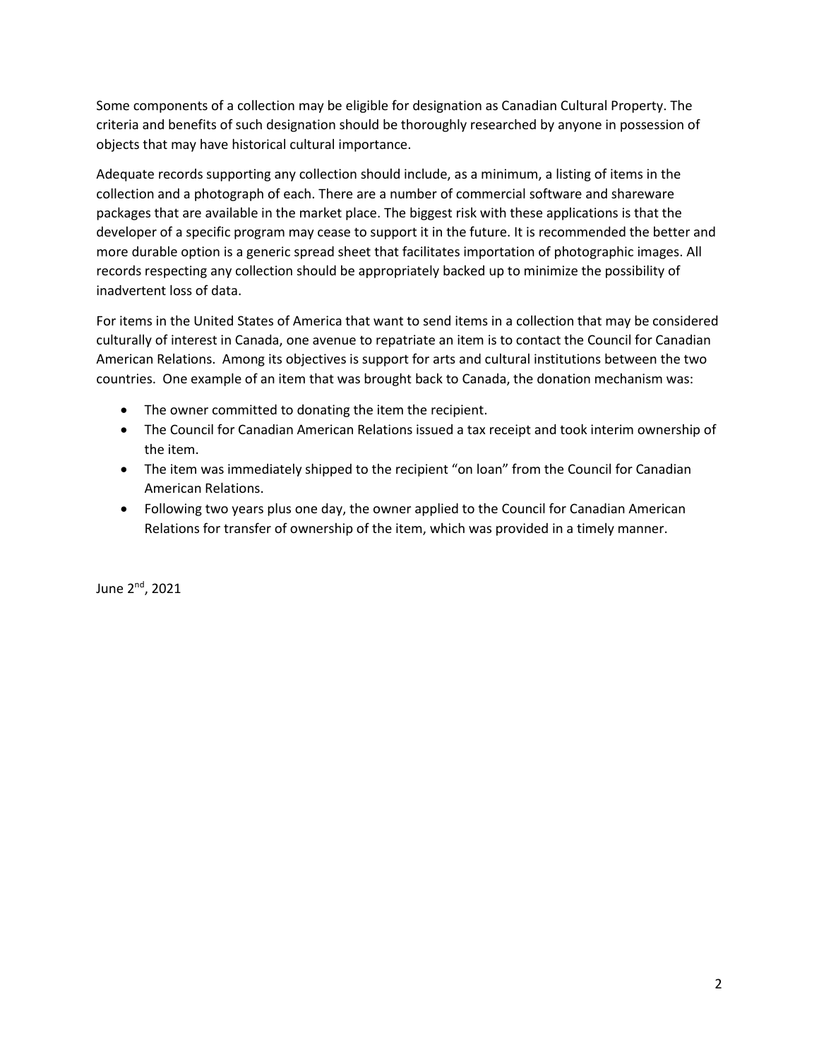Some components of a collection may be eligible for designation as Canadian Cultural Property. The criteria and benefits of such designation should be thoroughly researched by anyone in possession of objects that may have historical cultural importance.

Adequate records supporting any collection should include, as a minimum, a listing of items in the collection and a photograph of each. There are a number of commercial software and shareware packages that are available in the market place. The biggest risk with these applications is that the developer of a specific program may cease to support it in the future. It is recommended the better and more durable option is a generic spread sheet that facilitates importation of photographic images. All records respecting any collection should be appropriately backed up to minimize the possibility of inadvertent loss of data.

For items in the United States of America that want to send items in a collection that may be considered culturally of interest in Canada, one avenue to repatriate an item is to contact the Council for Canadian American Relations. Among its objectives is support for arts and cultural institutions between the two countries. One example of an item that was brought back to Canada, the donation mechanism was:

- The owner committed to donating the item the recipient.
- The Council for Canadian American Relations issued a tax receipt and took interim ownership of the item.
- The item was immediately shipped to the recipient "on loan" from the Council for Canadian American Relations.
- Following two years plus one day, the owner applied to the Council for Canadian American Relations for transfer of ownership of the item, which was provided in a timely manner.

June 2nd, 2021